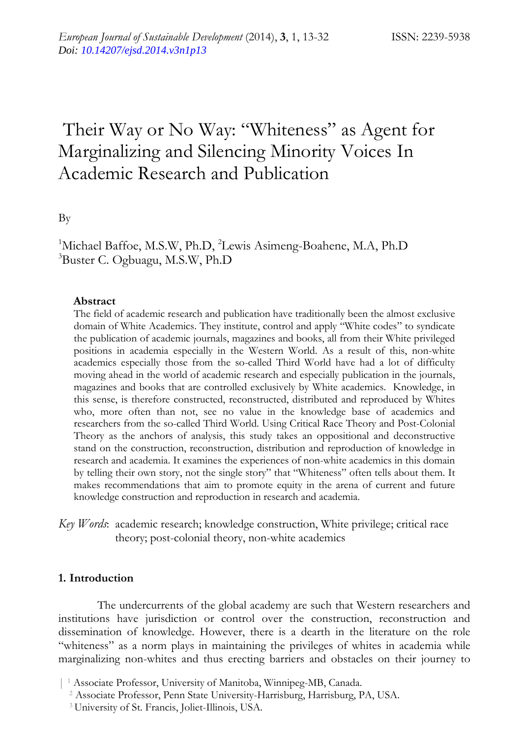# Their Way or No Way: "Whiteness" as Agent for Marginalizing and Silencing Minority Voices In Academic Research and Publication

By

[1]Michael Baffoe, M.S.W, Ph.D, [2]Lewis Asimeng-Boahene, M.A, Ph.D
[3]Buster C. Ogbuagu, M.S.W, Ph.D

## Abstract

The field of academic research and publication have traditionally been the almost exclusive domain of White Academics. They institute, control and apply "White codes" to syndicate the publication of academic journals, magazines and books, all from their White privileged positions in academia especially in the Western World. As a result of this, non-white academics especially those from the so-called Third World have had a lot of difficulty moving ahead in the world of academic research and especially publication in the journals, magazines and books that are controlled exclusively by White academics. Knowledge, in this sense, is therefore constructed, reconstructed, distributed and reproduced by Whites who, more often than not, see no value in the knowledge base of academics and researchers from the so-called Third World. Using Critical Race Theory and Post-Colonial Theory as the anchors of analysis, this study takes an oppositional and deconstructive stand on the construction, reconstruction, distribution and reproduction of knowledge in research and academia. It examines the experiences of non-white academics in this domain by telling their own story, not the single story" that "Whiteness" often tells about them. It makes recommendations that aim to promote equity in the arena of current and future knowledge construction and reproduction in research and academia.

*Key Words*: academic research; knowledge construction, White privilege; critical race theory; post-colonial theory, non-white academics

## 1. Introduction

The undercurrents of the global academy are such that Western researchers and institutions have jurisdiction or control over the construction, reconstruction and dissemination of knowledge. However, there is a dearth in the literature on the role "whiteness" as a norm plays in maintaining the privileges of whites in academia while marginalizing non-whites and thus erecting barriers and obstacles on their journey to

[1] Associate Professor, University of Manitoba, Winnipeg-MB, Canada.
[2] Associate Professor, Penn State University-Harrisburg, Harrisburg, PA, USA.
[3] University of St. Francis, Joliet-Illinois, USA.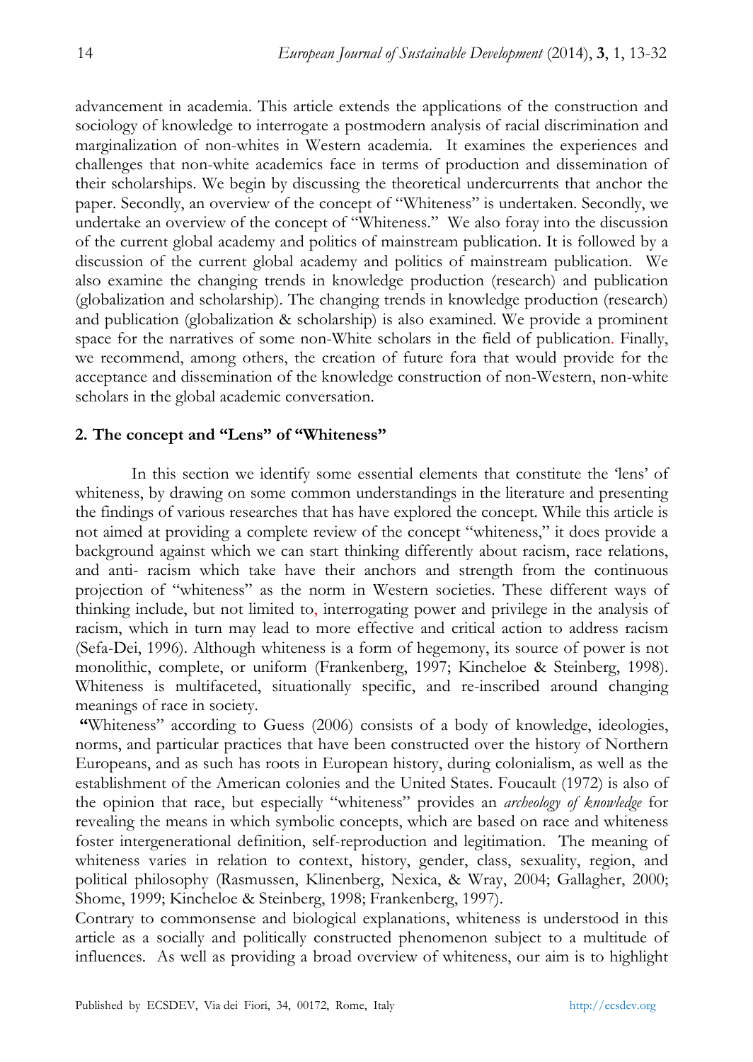advancement in academia. This article extends the applications of the construction and sociology of knowledge to interrogate a postmodern analysis of racial discrimination and marginalization of non-whites in Western academia. It examines the experiences and challenges that non-white academics face in terms of production and dissemination of their scholarships. We begin by discussing the theoretical undercurrents that anchor the paper. Secondly, an overview of the concept of "Whiteness" is undertaken. Secondly, we undertake an overview of the concept of "Whiteness." We also foray into the discussion of the current global academy and politics of mainstream publication. It is followed by a discussion of the current global academy and politics of mainstream publication. We also examine the changing trends in knowledge production (research) and publication (globalization and scholarship). The changing trends in knowledge production (research) and publication (globalization & scholarship) is also examined. We provide a prominent space for the narratives of some non-White scholars in the field of publication. Finally, we recommend, among others, the creation of future fora that would provide for the acceptance and dissemination of the knowledge construction of non-Western, non-white scholars in the global academic conversation.

## 2. The concept and "Lens" of "Whiteness"

In this section we identify some essential elements that constitute the 'lens' of whiteness, by drawing on some common understandings in the literature and presenting the findings of various researches that has have explored the concept. While this article is not aimed at providing a complete review of the concept "whiteness," it does provide a background against which we can start thinking differently about racism, race relations, and anti- racism which take have their anchors and strength from the continuous projection of "whiteness" as the norm in Western societies. These different ways of thinking include, but not limited to, interrogating power and privilege in the analysis of racism, which in turn may lead to more effective and critical action to address racism (Sefa-Dei, 1996). Although whiteness is a form of hegemony, its source of power is not monolithic, complete, or uniform (Frankenberg, 1997; Kincheloe & Steinberg, 1998). Whiteness is multifaceted, situationally specific, and re-inscribed around changing meanings of race in society.

**"**Whiteness" according to Guess (2006) consists of a body of knowledge, ideologies, norms, and particular practices that have been constructed over the history of Northern Europeans, and as such has roots in European history, during colonialism, as well as the establishment of the American colonies and the United States. Foucault (1972) is also of the opinion that race, but especially "whiteness" provides an *archeology of knowledge* for revealing the means in which symbolic concepts, which are based on race and whiteness foster intergenerational definition, self-reproduction and legitimation. The meaning of whiteness varies in relation to context, history, gender, class, sexuality, region, and political philosophy (Rasmussen, Klinenberg, Nexica, & Wray, 2004; Gallagher, 2000; Shome, 1999; Kincheloe & Steinberg, 1998; Frankenberg, 1997).

Contrary to commonsense and biological explanations, whiteness is understood in this article as a socially and politically constructed phenomenon subject to a multitude of influences. As well as providing a broad overview of whiteness, our aim is to highlight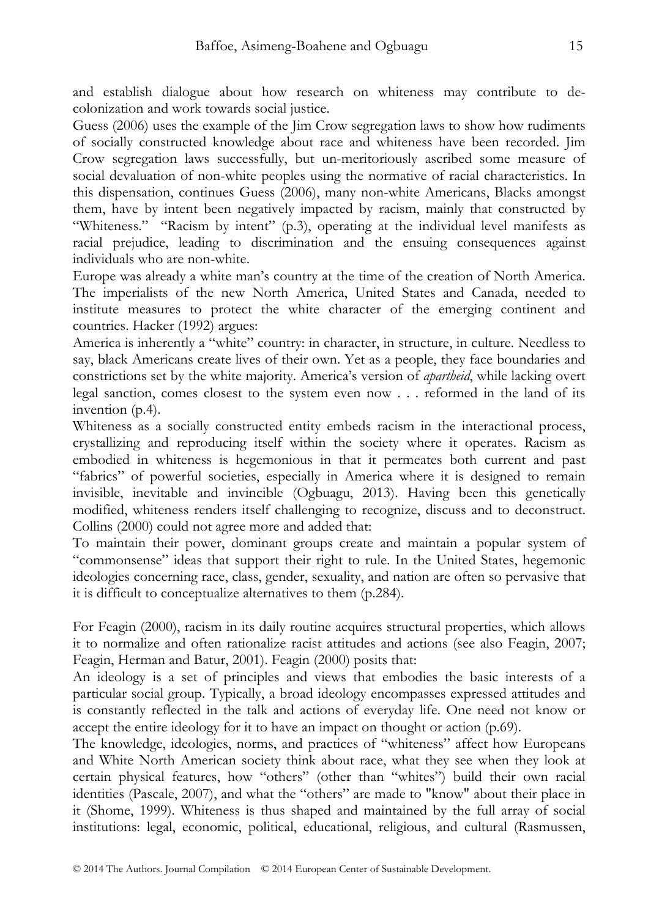and establish dialogue about how research on whiteness may contribute to de-colonization and work towards social justice.

Guess (2006) uses the example of the Jim Crow segregation laws to show how rudiments of socially constructed knowledge about race and whiteness have been recorded. Jim Crow segregation laws successfully, but un-meritoriously ascribed some measure of social devaluation of non-white peoples using the normative of racial characteristics. In this dispensation, continues Guess (2006), many non-white Americans, Blacks amongst them, have by intent been negatively impacted by racism, mainly that constructed by "Whiteness." "Racism by intent" (p.3), operating at the individual level manifests as racial prejudice, leading to discrimination and the ensuing consequences against individuals who are non-white.

Europe was already a white man's country at the time of the creation of North America. The imperialists of the new North America, United States and Canada, needed to institute measures to protect the white character of the emerging continent and countries. Hacker (1992) argues:

America is inherently a "white" country: in character, in structure, in culture. Needless to say, black Americans create lives of their own. Yet as a people, they face boundaries and constrictions set by the white majority. America's version of *apartheid*, while lacking overt legal sanction, comes closest to the system even now . . . reformed in the land of its invention (p.4).

Whiteness as a socially constructed entity embeds racism in the interactional process, crystallizing and reproducing itself within the society where it operates. Racism as embodied in whiteness is hegemonious in that it permeates both current and past "fabrics" of powerful societies, especially in America where it is designed to remain invisible, inevitable and invincible (Ogbuagu, 2013). Having been this genetically modified, whiteness renders itself challenging to recognize, discuss and to deconstruct. Collins (2000) could not agree more and added that:

To maintain their power, dominant groups create and maintain a popular system of "commonsense" ideas that support their right to rule. In the United States, hegemonic ideologies concerning race, class, gender, sexuality, and nation are often so pervasive that it is difficult to conceptualize alternatives to them (p.284).

For Feagin (2000), racism in its daily routine acquires structural properties, which allows it to normalize and often rationalize racist attitudes and actions (see also Feagin, 2007; Feagin, Herman and Batur, 2001). Feagin (2000) posits that:

An ideology is a set of principles and views that embodies the basic interests of a particular social group. Typically, a broad ideology encompasses expressed attitudes and is constantly reflected in the talk and actions of everyday life. One need not know or accept the entire ideology for it to have an impact on thought or action (p.69).

The knowledge, ideologies, norms, and practices of "whiteness" affect how Europeans and White North American society think about race, what they see when they look at certain physical features, how "others" (other than "whites") build their own racial identities (Pascale, 2007), and what the "others" are made to "know" about their place in it (Shome, 1999). Whiteness is thus shaped and maintained by the full array of social institutions: legal, economic, political, educational, religious, and cultural (Rasmussen,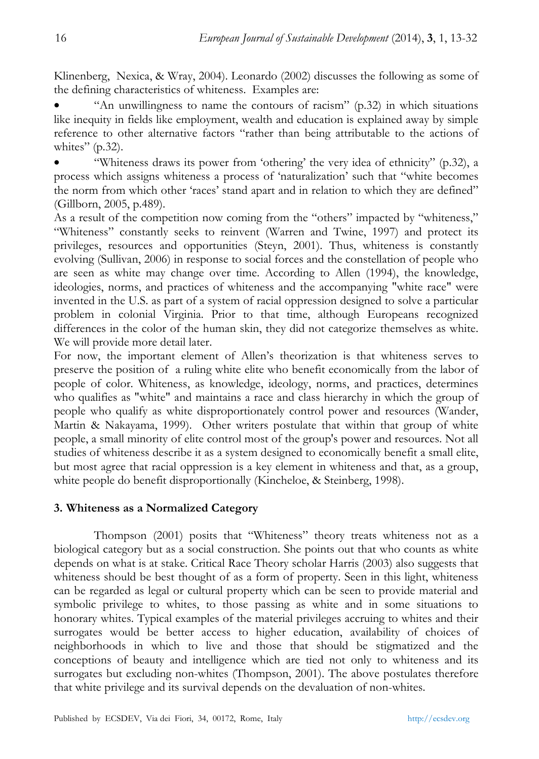Klinenberg, Nexica, & Wray, 2004). Leonardo (2002) discusses the following as some of the defining characteristics of whiteness. Examples are:

- "An unwillingness to name the contours of racism" (p.32) in which situations like inequity in fields like employment, wealth and education is explained away by simple reference to other alternative factors "rather than being attributable to the actions of whites" (p.32).
- "Whiteness draws its power from 'othering' the very idea of ethnicity" (p.32), a process which assigns whiteness a process of 'naturalization' such that "white becomes the norm from which other 'races' stand apart and in relation to which they are defined" (Gillborn, 2005, p.489).

As a result of the competition now coming from the "others" impacted by "whiteness," "Whiteness" constantly seeks to reinvent (Warren and Twine, 1997) and protect its privileges, resources and opportunities (Steyn, 2001). Thus, whiteness is constantly evolving (Sullivan, 2006) in response to social forces and the constellation of people who are seen as white may change over time. According to Allen (1994), the knowledge, ideologies, norms, and practices of whiteness and the accompanying "white race" were invented in the U.S. as part of a system of racial oppression designed to solve a particular problem in colonial Virginia. Prior to that time, although Europeans recognized differences in the color of the human skin, they did not categorize themselves as white. We will provide more detail later.

For now, the important element of Allen's theorization is that whiteness serves to preserve the position of a ruling white elite who benefit economically from the labor of people of color. Whiteness, as knowledge, ideology, norms, and practices, determines who qualifies as "white" and maintains a race and class hierarchy in which the group of people who qualify as white disproportionately control power and resources (Wander, Martin & Nakayama, 1999). Other writers postulate that within that group of white people, a small minority of elite control most of the group's power and resources. Not all studies of whiteness describe it as a system designed to economically benefit a small elite, but most agree that racial oppression is a key element in whiteness and that, as a group, white people do benefit disproportionally (Kincheloe, & Steinberg, 1998).

## 3. Whiteness as a Normalized Category

Thompson (2001) posits that "Whiteness" theory treats whiteness not as a biological category but as a social construction. She points out that who counts as white depends on what is at stake. Critical Race Theory scholar Harris (2003) also suggests that whiteness should be best thought of as a form of property. Seen in this light, whiteness can be regarded as legal or cultural property which can be seen to provide material and symbolic privilege to whites, to those passing as white and in some situations to honorary whites. Typical examples of the material privileges accruing to whites and their surrogates would be better access to higher education, availability of choices of neighborhoods in which to live and those that should be stigmatized and the conceptions of beauty and intelligence which are tied not only to whiteness and its surrogates but excluding non-whites (Thompson, 2001). The above postulates therefore that white privilege and its survival depends on the devaluation of non-whites.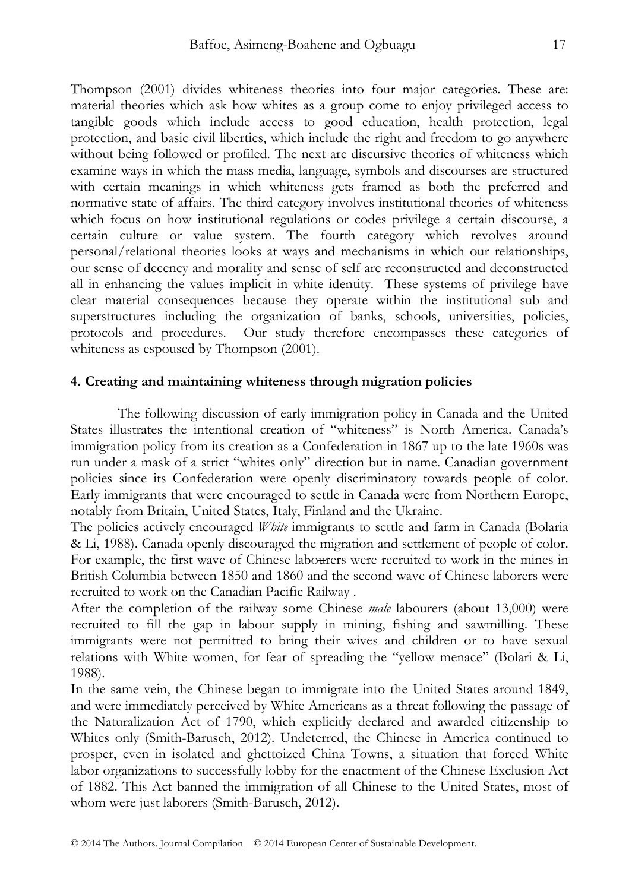Thompson (2001) divides whiteness theories into four major categories. These are: material theories which ask how whites as a group come to enjoy privileged access to tangible goods which include access to good education, health protection, legal protection, and basic civil liberties, which include the right and freedom to go anywhere without being followed or profiled. The next are discursive theories of whiteness which examine ways in which the mass media, language, symbols and discourses are structured with certain meanings in which whiteness gets framed as both the preferred and normative state of affairs. The third category involves institutional theories of whiteness which focus on how institutional regulations or codes privilege a certain discourse, a certain culture or value system. The fourth category which revolves around personal/relational theories looks at ways and mechanisms in which our relationships, our sense of decency and morality and sense of self are reconstructed and deconstructed all in enhancing the values implicit in white identity. These systems of privilege have clear material consequences because they operate within the institutional sub and superstructures including the organization of banks, schools, universities, policies, protocols and procedures. Our study therefore encompasses these categories of whiteness as espoused by Thompson (2001).

## 4. Creating and maintaining whiteness through migration policies

The following discussion of early immigration policy in Canada and the United States illustrates the intentional creation of "whiteness" is North America. Canada's immigration policy from its creation as a Confederation in 1867 up to the late 1960s was run under a mask of a strict "whites only" direction but in name. Canadian government policies since its Confederation were openly discriminatory towards people of color. Early immigrants that were encouraged to settle in Canada were from Northern Europe, notably from Britain, United States, Italy, Finland and the Ukraine.

The policies actively encouraged *White* immigrants to settle and farm in Canada (Bolaria & Li, 1988). Canada openly discouraged the migration and settlement of people of color. For example, the first wave of Chinese labourers were recruited to work in the mines in British Columbia between 1850 and 1860 and the second wave of Chinese laborers were recruited to work on the Canadian Pacific Railway .

After the completion of the railway some Chinese *male* labourers (about 13,000) were recruited to fill the gap in labour supply in mining, fishing and sawmilling. These immigrants were not permitted to bring their wives and children or to have sexual relations with White women, for fear of spreading the "yellow menace" (Bolari & Li, 1988).

In the same vein, the Chinese began to immigrate into the United States around 1849, and were immediately perceived by White Americans as a threat following the passage of the Naturalization Act of 1790, which explicitly declared and awarded citizenship to Whites only (Smith-Barusch, 2012). Undeterred, the Chinese in America continued to prosper, even in isolated and ghettoized China Towns, a situation that forced White labor organizations to successfully lobby for the enactment of the Chinese Exclusion Act of 1882. This Act banned the immigration of all Chinese to the United States, most of whom were just laborers (Smith-Barusch, 2012).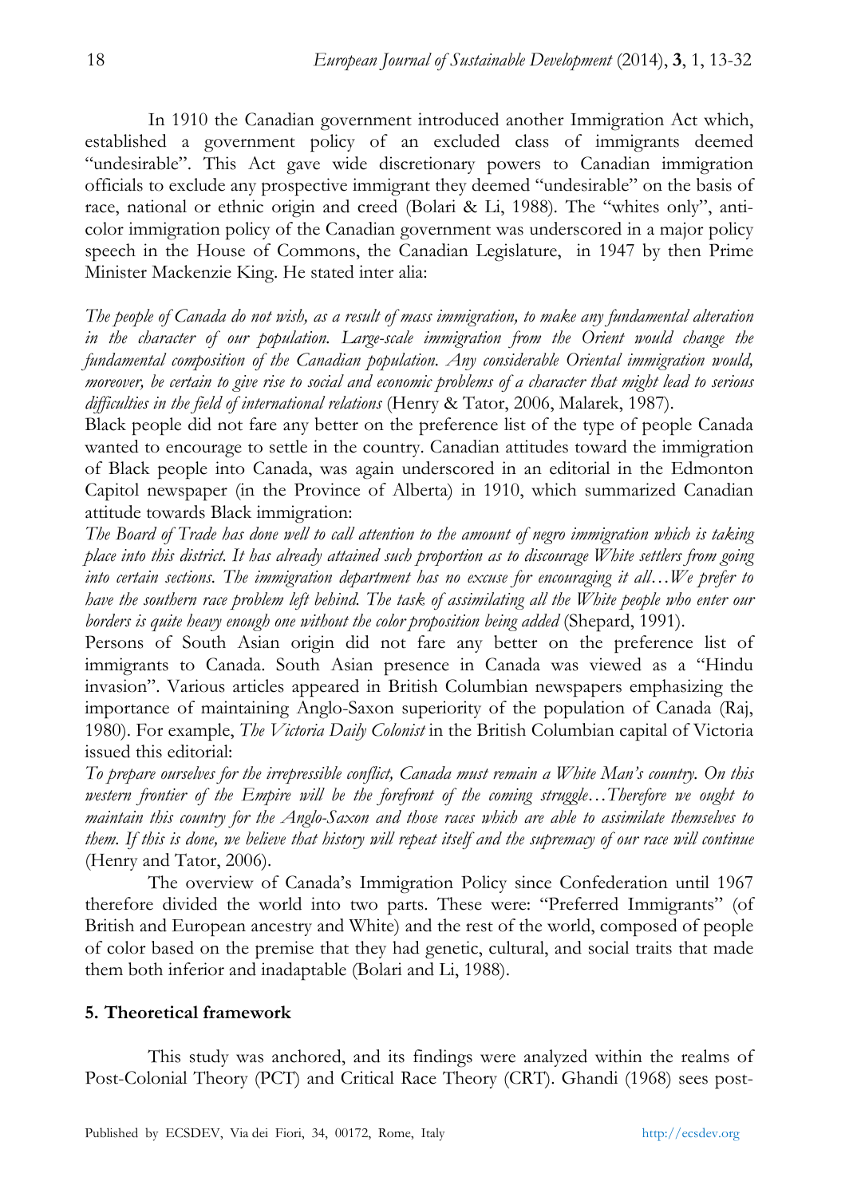In 1910 the Canadian government introduced another Immigration Act which, established a government policy of an excluded class of immigrants deemed "undesirable". This Act gave wide discretionary powers to Canadian immigration officials to exclude any prospective immigrant they deemed "undesirable" on the basis of race, national or ethnic origin and creed (Bolari & Li, 1988). The "whites only", anti-color immigration policy of the Canadian government was underscored in a major policy speech in the House of Commons, the Canadian Legislature, in 1947 by then Prime Minister Mackenzie King. He stated inter alia:

*The people of Canada do not wish, as a result of mass immigration, to make any fundamental alteration in the character of our population. Large-scale immigration from the Orient would change the fundamental composition of the Canadian population. Any considerable Oriental immigration would, moreover, be certain to give rise to social and economic problems of a character that might lead to serious difficulties in the field of international relations* (Henry & Tator, 2006, Malarek, 1987).

Black people did not fare any better on the preference list of the type of people Canada wanted to encourage to settle in the country. Canadian attitudes toward the immigration of Black people into Canada, was again underscored in an editorial in the Edmonton Capitol newspaper (in the Province of Alberta) in 1910, which summarized Canadian attitude towards Black immigration:

*The Board of Trade has done well to call attention to the amount of negro immigration which is taking place into this district. It has already attained such proportion as to discourage White settlers from going into certain sections. The immigration department has no excuse for encouraging it all…We prefer to have the southern race problem left behind. The task of assimilating all the White people who enter our borders is quite heavy enough one without the color proposition being added* (Shepard, 1991).

Persons of South Asian origin did not fare any better on the preference list of immigrants to Canada. South Asian presence in Canada was viewed as a "Hindu invasion". Various articles appeared in British Columbian newspapers emphasizing the importance of maintaining Anglo-Saxon superiority of the population of Canada (Raj, 1980). For example, *The Victoria Daily Colonist* in the British Columbian capital of Victoria issued this editorial:

*To prepare ourselves for the irrepressible conflict, Canada must remain a White Man's country. On this western frontier of the Empire will be the forefront of the coming struggle…Therefore we ought to maintain this country for the Anglo-Saxon and those races which are able to assimilate themselves to them. If this is done, we believe that history will repeat itself and the supremacy of our race will continue* (Henry and Tator, 2006).

The overview of Canada's Immigration Policy since Confederation until 1967 therefore divided the world into two parts. These were: "Preferred Immigrants" (of British and European ancestry and White) and the rest of the world, composed of people of color based on the premise that they had genetic, cultural, and social traits that made them both inferior and inadaptable (Bolari and Li, 1988).

## 5. Theoretical framework

This study was anchored, and its findings were analyzed within the realms of Post-Colonial Theory (PCT) and Critical Race Theory (CRT). Ghandi (1968) sees post-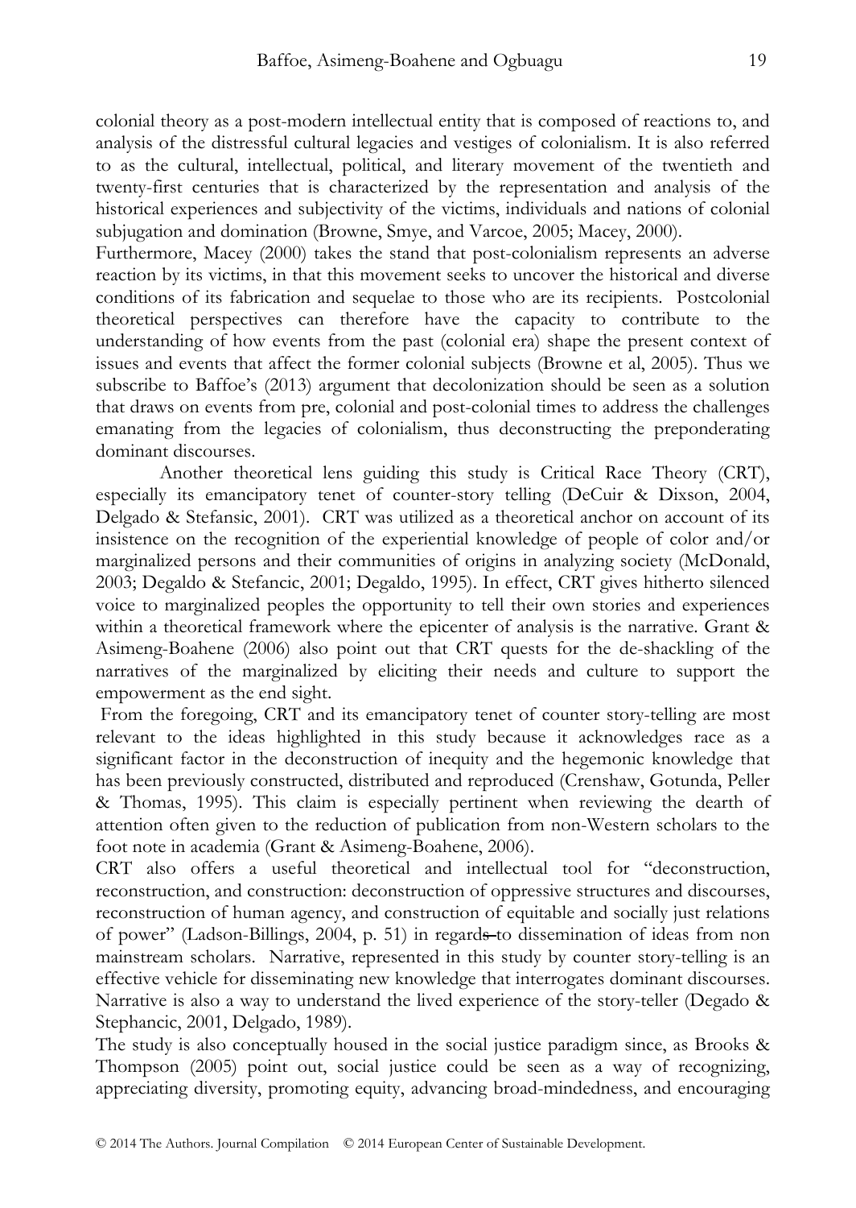colonial theory as a post-modern intellectual entity that is composed of reactions to, and analysis of the distressful cultural legacies and vestiges of colonialism. It is also referred to as the cultural, intellectual, political, and literary movement of the twentieth and twenty-first centuries that is characterized by the representation and analysis of the historical experiences and subjectivity of the victims, individuals and nations of colonial subjugation and domination (Browne, Smye, and Varcoe, 2005; Macey, 2000).

Furthermore, Macey (2000) takes the stand that post-colonialism represents an adverse reaction by its victims, in that this movement seeks to uncover the historical and diverse conditions of its fabrication and sequelae to those who are its recipients. Postcolonial theoretical perspectives can therefore have the capacity to contribute to the understanding of how events from the past (colonial era) shape the present context of issues and events that affect the former colonial subjects (Browne et al, 2005). Thus we subscribe to Baffoe's (2013) argument that decolonization should be seen as a solution that draws on events from pre, colonial and post-colonial times to address the challenges emanating from the legacies of colonialism, thus deconstructing the preponderating dominant discourses.

Another theoretical lens guiding this study is Critical Race Theory (CRT), especially its emancipatory tenet of counter-story telling (DeCuir & Dixson, 2004, Delgado & Stefansic, 2001). CRT was utilized as a theoretical anchor on account of its insistence on the recognition of the experiential knowledge of people of color and/or marginalized persons and their communities of origins in analyzing society (McDonald, 2003; Degaldo & Stefancic, 2001; Degaldo, 1995). In effect, CRT gives hitherto silenced voice to marginalized peoples the opportunity to tell their own stories and experiences within a theoretical framework where the epicenter of analysis is the narrative. Grant & Asimeng-Boahene (2006) also point out that CRT quests for the de-shackling of the narratives of the marginalized by eliciting their needs and culture to support the empowerment as the end sight.

From the foregoing, CRT and its emancipatory tenet of counter story-telling are most relevant to the ideas highlighted in this study because it acknowledges race as a significant factor in the deconstruction of inequity and the hegemonic knowledge that has been previously constructed, distributed and reproduced (Crenshaw, Gotunda, Peller & Thomas, 1995). This claim is especially pertinent when reviewing the dearth of attention often given to the reduction of publication from non-Western scholars to the foot note in academia (Grant & Asimeng-Boahene, 2006).

CRT also offers a useful theoretical and intellectual tool for "deconstruction, reconstruction, and construction: deconstruction of oppressive structures and discourses, reconstruction of human agency, and construction of equitable and socially just relations of power" (Ladson-Billings, 2004, p. 51) in regards to dissemination of ideas from non mainstream scholars. Narrative, represented in this study by counter story-telling is an effective vehicle for disseminating new knowledge that interrogates dominant discourses. Narrative is also a way to understand the lived experience of the story-teller (Degado & Stephancic, 2001, Delgado, 1989).

The study is also conceptually housed in the social justice paradigm since, as Brooks & Thompson (2005) point out, social justice could be seen as a way of recognizing, appreciating diversity, promoting equity, advancing broad-mindedness, and encouraging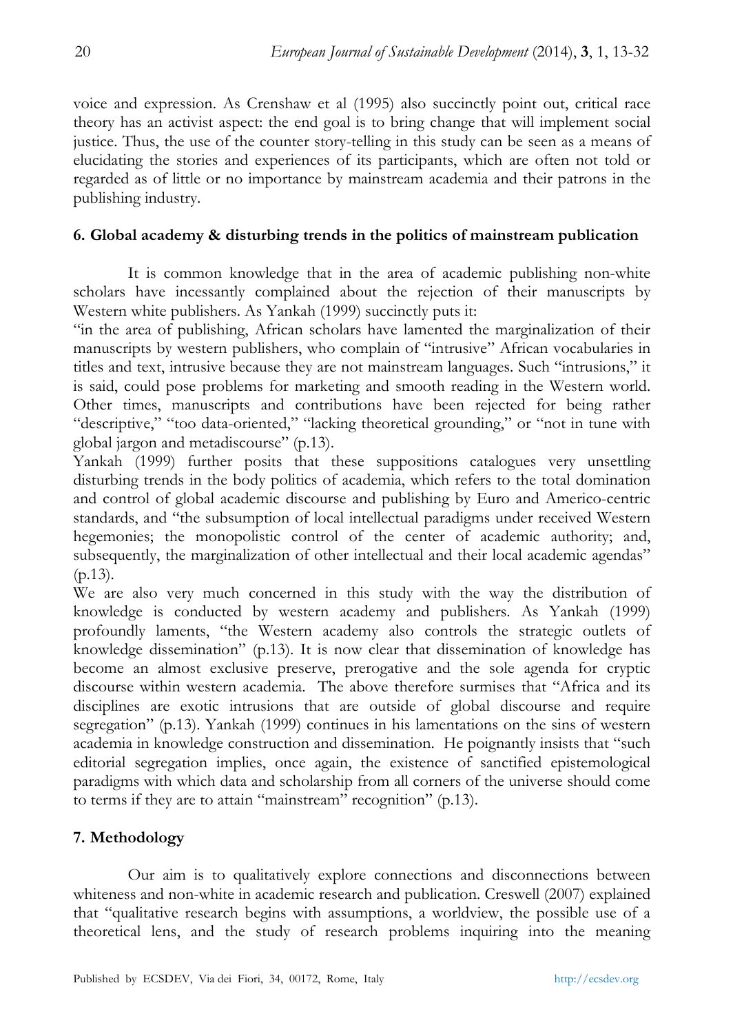voice and expression. As Crenshaw et al (1995) also succinctly point out, critical race theory has an activist aspect: the end goal is to bring change that will implement social justice. Thus, the use of the counter story-telling in this study can be seen as a means of elucidating the stories and experiences of its participants, which are often not told or regarded as of little or no importance by mainstream academia and their patrons in the publishing industry.

## 6. Global academy & disturbing trends in the politics of mainstream publication

It is common knowledge that in the area of academic publishing non-white scholars have incessantly complained about the rejection of their manuscripts by Western white publishers. As Yankah (1999) succinctly puts it:

"in the area of publishing, African scholars have lamented the marginalization of their manuscripts by western publishers, who complain of "intrusive" African vocabularies in titles and text, intrusive because they are not mainstream languages. Such "intrusions," it is said, could pose problems for marketing and smooth reading in the Western world. Other times, manuscripts and contributions have been rejected for being rather "descriptive," "too data-oriented," "lacking theoretical grounding," or "not in tune with global jargon and metadiscourse" (p.13).

Yankah (1999) further posits that these suppositions catalogues very unsettling disturbing trends in the body politics of academia, which refers to the total domination and control of global academic discourse and publishing by Euro and Americo-centric standards, and "the subsumption of local intellectual paradigms under received Western hegemonies; the monopolistic control of the center of academic authority; and, subsequently, the marginalization of other intellectual and their local academic agendas" (p.13).

We are also very much concerned in this study with the way the distribution of knowledge is conducted by western academy and publishers. As Yankah (1999) profoundly laments, "the Western academy also controls the strategic outlets of knowledge dissemination" (p.13). It is now clear that dissemination of knowledge has become an almost exclusive preserve, prerogative and the sole agenda for cryptic discourse within western academia. The above therefore surmises that "Africa and its disciplines are exotic intrusions that are outside of global discourse and require segregation" (p.13). Yankah (1999) continues in his lamentations on the sins of western academia in knowledge construction and dissemination. He poignantly insists that "such editorial segregation implies, once again, the existence of sanctified epistemological paradigms with which data and scholarship from all corners of the universe should come to terms if they are to attain "mainstream" recognition" (p.13).

## 7. Methodology

Our aim is to qualitatively explore connections and disconnections between whiteness and non-white in academic research and publication. Creswell (2007) explained that "qualitative research begins with assumptions, a worldview, the possible use of a theoretical lens, and the study of research problems inquiring into the meaning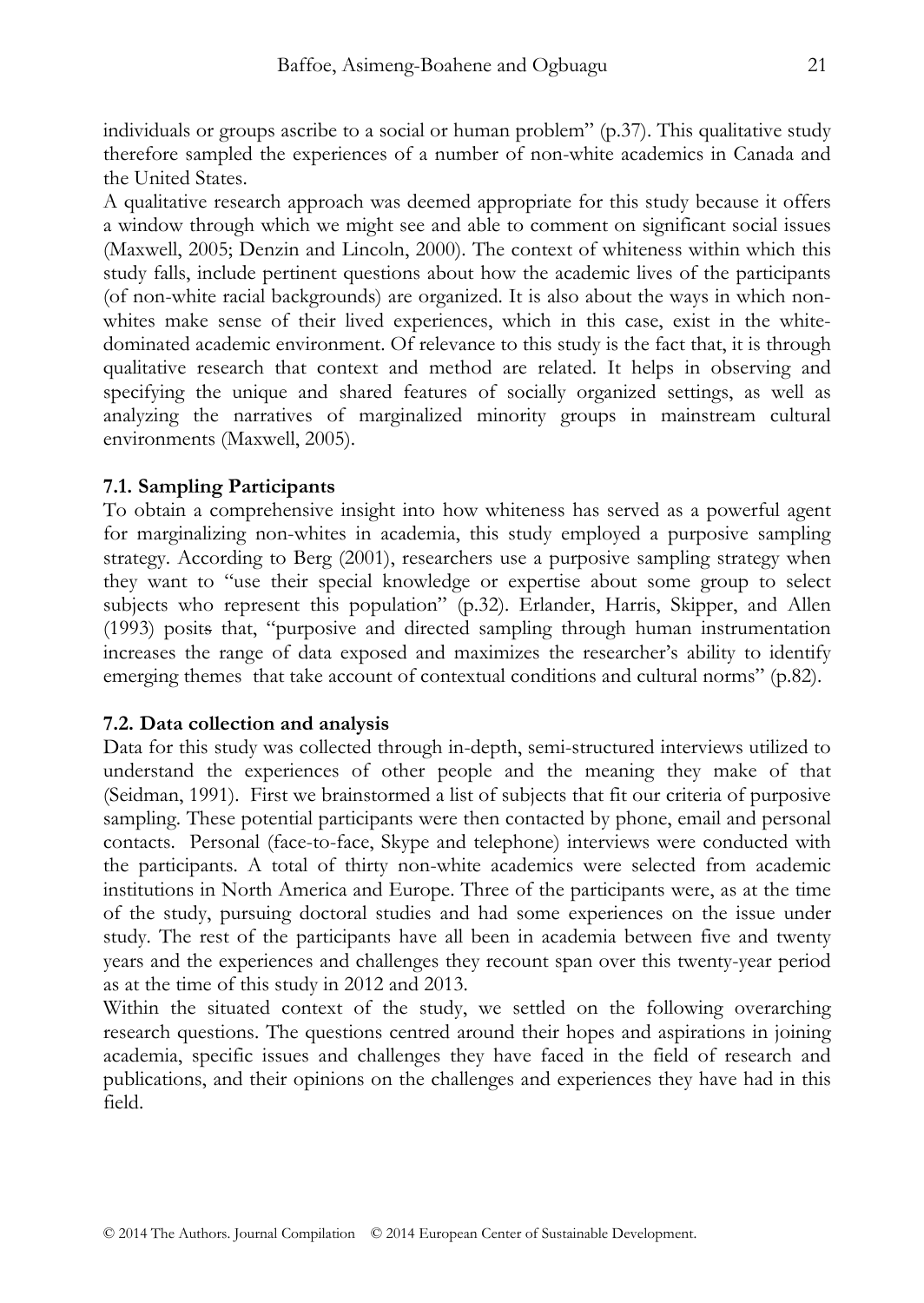individuals or groups ascribe to a social or human problem" (p.37). This qualitative study therefore sampled the experiences of a number of non-white academics in Canada and the United States.

A qualitative research approach was deemed appropriate for this study because it offers a window through which we might see and able to comment on significant social issues (Maxwell, 2005; Denzin and Lincoln, 2000). The context of whiteness within which this study falls, include pertinent questions about how the academic lives of the participants (of non-white racial backgrounds) are organized. It is also about the ways in which non-whites make sense of their lived experiences, which in this case, exist in the white-dominated academic environment. Of relevance to this study is the fact that, it is through qualitative research that context and method are related. It helps in observing and specifying the unique and shared features of socially organized settings, as well as analyzing the narratives of marginalized minority groups in mainstream cultural environments (Maxwell, 2005).

### 7.1. Sampling Participants

To obtain a comprehensive insight into how whiteness has served as a powerful agent for marginalizing non-whites in academia, this study employed a purposive sampling strategy. According to Berg (2001), researchers use a purposive sampling strategy when they want to "use their special knowledge or expertise about some group to select subjects who represent this population" (p.32). Erlander, Harris, Skipper, and Allen (1993) posits that, "purposive and directed sampling through human instrumentation increases the range of data exposed and maximizes the researcher's ability to identify emerging themes that take account of contextual conditions and cultural norms" (p.82).

### 7.2. Data collection and analysis

Data for this study was collected through in-depth, semi-structured interviews utilized to understand the experiences of other people and the meaning they make of that (Seidman, 1991). First we brainstormed a list of subjects that fit our criteria of purposive sampling. These potential participants were then contacted by phone, email and personal contacts. Personal (face-to-face, Skype and telephone) interviews were conducted with the participants. A total of thirty non-white academics were selected from academic institutions in North America and Europe. Three of the participants were, as at the time of the study, pursuing doctoral studies and had some experiences on the issue under study. The rest of the participants have all been in academia between five and twenty years and the experiences and challenges they recount span over this twenty-year period as at the time of this study in 2012 and 2013.

Within the situated context of the study, we settled on the following overarching research questions. The questions centred around their hopes and aspirations in joining academia, specific issues and challenges they have faced in the field of research and publications, and their opinions on the challenges and experiences they have had in this field.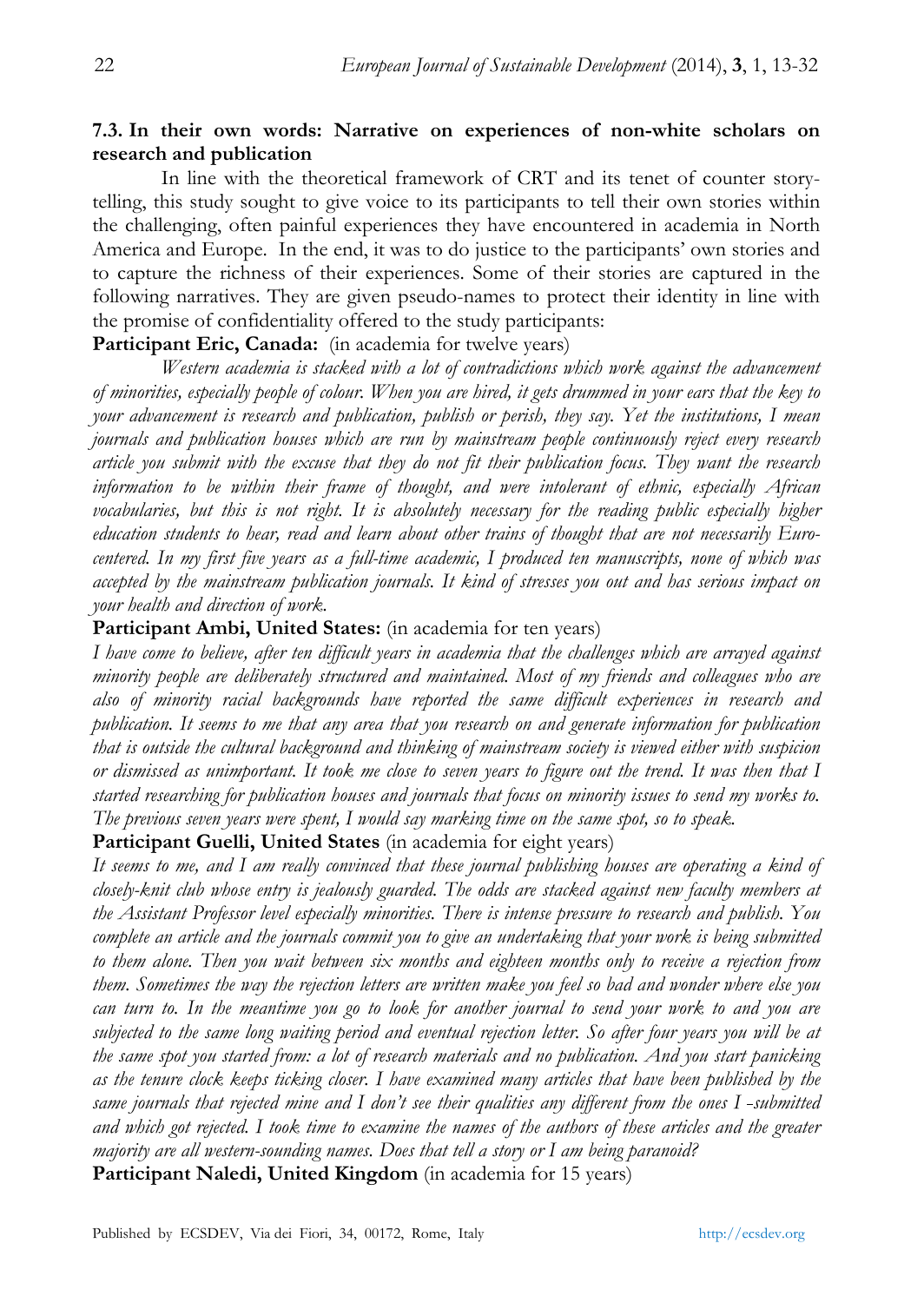### 7.3. In their own words: Narrative on experiences of non-white scholars on research and publication

In line with the theoretical framework of CRT and its tenet of counter story-telling, this study sought to give voice to its participants to tell their own stories within the challenging, often painful experiences they have encountered in academia in North America and Europe. In the end, it was to do justice to the participants' own stories and to capture the richness of their experiences. Some of their stories are captured in the following narratives. They are given pseudo-names to protect their identity in line with the promise of confidentiality offered to the study participants:

**Participant Eric, Canada:** (in academia for twelve years)

*Western academia is stacked with a lot of contradictions which work against the advancement of minorities, especially people of colour. When you are hired, it gets drummed in your ears that the key to your advancement is research and publication, publish or perish, they say. Yet the institutions, I mean journals and publication houses which are run by mainstream people continuously reject every research article you submit with the excuse that they do not fit their publication focus. They want the research information to be within their frame of thought, and were intolerant of ethnic, especially African vocabularies, but this is not right. It is absolutely necessary for the reading public especially higher education students to hear, read and learn about other trains of thought that are not necessarily Euro-centered. In my first five years as a full-time academic, I produced ten manuscripts, none of which was accepted by the mainstream publication journals. It kind of stresses you out and has serious impact on your health and direction of work.*

**Participant Ambi, United States:** (in academia for ten years)

*I have come to believe, after ten difficult years in academia that the challenges which are arrayed against minority people are deliberately structured and maintained. Most of my friends and colleagues who are also of minority racial backgrounds have reported the same difficult experiences in research and publication. It seems to me that any area that you research on and generate information for publication that is outside the cultural background and thinking of mainstream society is viewed either with suspicion or dismissed as unimportant. It took me close to seven years to figure out the trend. It was then that I started researching for publication houses and journals that focus on minority issues to send my works to. The previous seven years were spent, I would say marking time on the same spot, so to speak.*

**Participant Guelli, United States** (in academia for eight years)

*It seems to me, and I am really convinced that these journal publishing houses are operating a kind of closely-knit club whose entry is jealously guarded. The odds are stacked against new faculty members at the Assistant Professor level especially minorities. There is intense pressure to research and publish. You complete an article and the journals commit you to give an undertaking that your work is being submitted to them alone. Then you wait between six months and eighteen months only to receive a rejection from them. Sometimes the way the rejection letters are written make you feel so bad and wonder where else you can turn to. In the meantime you go to look for another journal to send your work to and you are subjected to the same long waiting period and eventual rejection letter. So after four years you will be at the same spot you started from: a lot of research materials and no publication. And you start panicking as the tenure clock keeps ticking closer. I have examined many articles that have been published by the same journals that rejected mine and I don't see their qualities any different from the ones I -submitted and which got rejected. I took time to examine the names of the authors of these articles and the greater majority are all western-sounding names. Does that tell a story or I am being paranoid?*

**Participant Naledi, United Kingdom** (in academia for 15 years)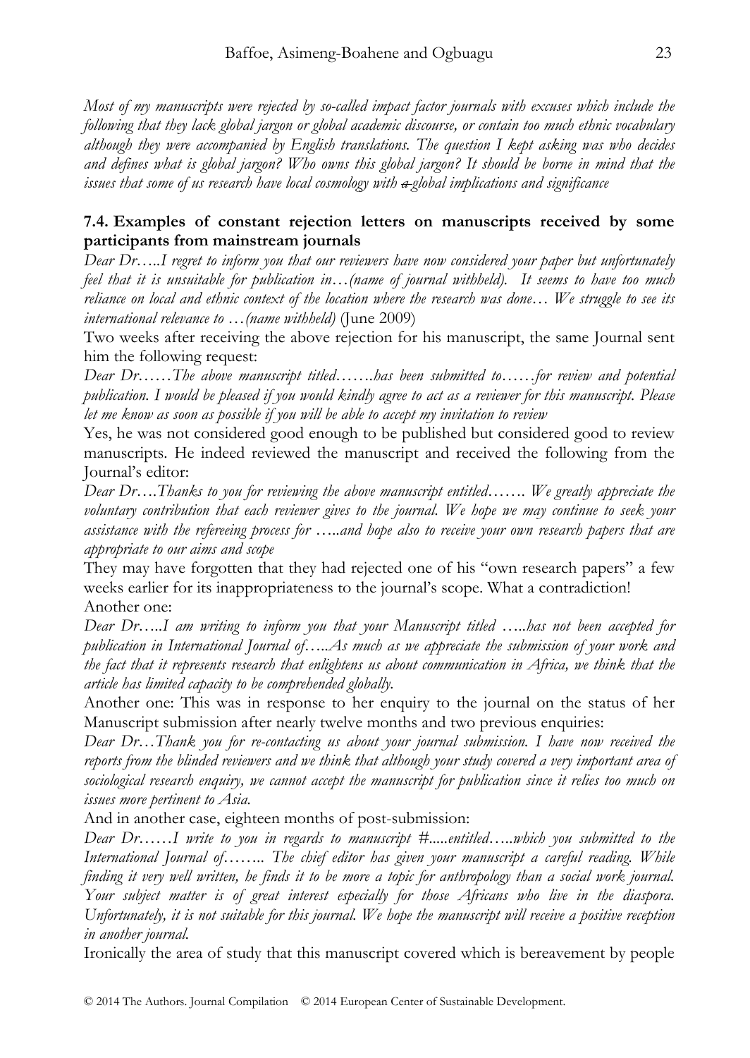*Most of my manuscripts were rejected by so-called impact factor journals with excuses which include the following that they lack global jargon or global academic discourse, or contain too much ethnic vocabulary although they were accompanied by English translations. The question I kept asking was who decides and defines what is global jargon? Who owns this global jargon? It should be borne in mind that the issues that some of us research have local cosmology with ~~a~~ global implications and significance*

### 7.4. Examples of constant rejection letters on manuscripts received by some participants from mainstream journals

*Dear Dr…..I regret to inform you that our reviewers have now considered your paper but unfortunately feel that it is unsuitable for publication in…(name of journal withheld). It seems to have too much reliance on local and ethnic context of the location where the research was done… We struggle to see its international relevance to …(name withheld)* (June 2009)

Two weeks after receiving the above rejection for his manuscript, the same Journal sent him the following request:

*Dear Dr……The above manuscript titled…….has been submitted to……for review and potential publication. I would be pleased if you would kindly agree to act as a reviewer for this manuscript. Please let me know as soon as possible if you will be able to accept my invitation to review*

Yes, he was not considered good enough to be published but considered good to review manuscripts. He indeed reviewed the manuscript and received the following from the Journal's editor:

*Dear Dr….Thanks to you for reviewing the above manuscript entitled……. We greatly appreciate the voluntary contribution that each reviewer gives to the journal. We hope we may continue to seek your assistance with the refereeing process for …..and hope also to receive your own research papers that are appropriate to our aims and scope*

They may have forgotten that they had rejected one of his "own research papers" a few weeks earlier for its inappropriateness to the journal's scope. What a contradiction!

Another one:

*Dear Dr…..I am writing to inform you that your Manuscript titled …..has not been accepted for publication in International Journal of…..As much as we appreciate the submission of your work and the fact that it represents research that enlightens us about communication in Africa, we think that the article has limited capacity to be comprehended globally.*

Another one: This was in response to her enquiry to the journal on the status of her Manuscript submission after nearly twelve months and two previous enquiries:

*Dear Dr…Thank you for re-contacting us about your journal submission. I have now received the reports from the blinded reviewers and we think that although your study covered a very important area of sociological research enquiry, we cannot accept the manuscript for publication since it relies too much on issues more pertinent to Asia.*

And in another case, eighteen months of post-submission:

*Dear Dr……I write to you in regards to manuscript #.....entitled…..which you submitted to the International Journal of…….. The chief editor has given your manuscript a careful reading. While finding it very well written, he finds it to be more a topic for anthropology than a social work journal. Your subject matter is of great interest especially for those Africans who live in the diaspora. Unfortunately, it is not suitable for this journal. We hope the manuscript will receive a positive reception in another journal.*

Ironically the area of study that this manuscript covered which is bereavement by people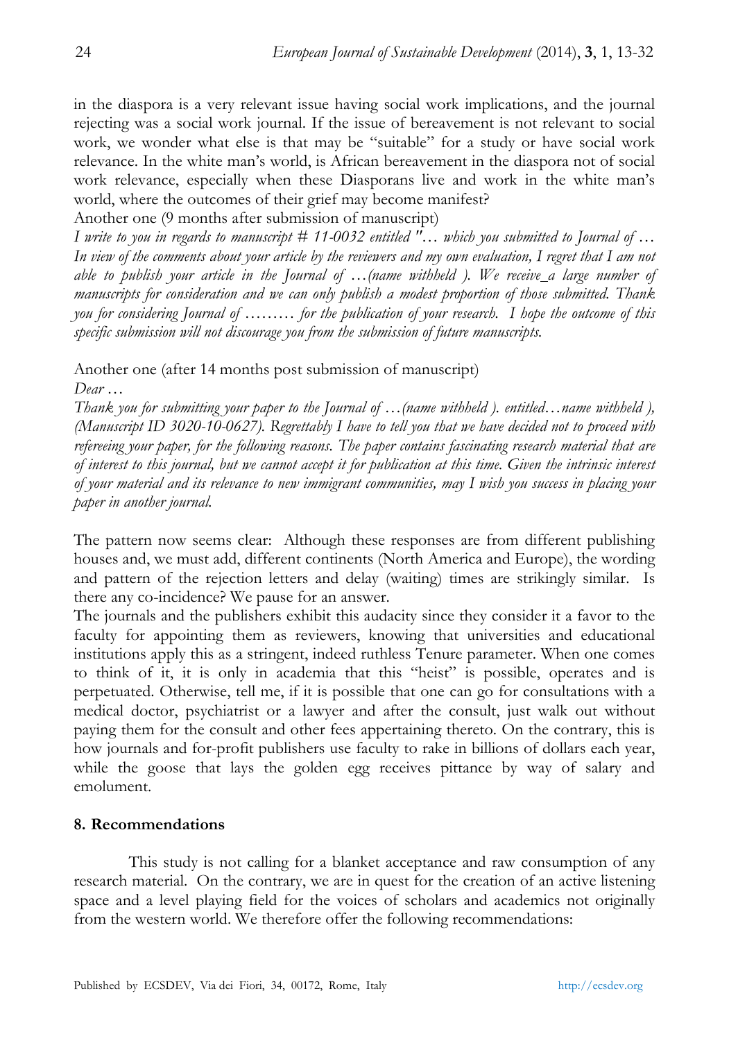in the diaspora is a very relevant issue having social work implications, and the journal rejecting was a social work journal. If the issue of bereavement is not relevant to social work, we wonder what else is that may be "suitable" for a study or have social work relevance. In the white man's world, is African bereavement in the diaspora not of social work relevance, especially when these Diasporans live and work in the white man's world, where the outcomes of their grief may become manifest?

Another one (9 months after submission of manuscript)

*I write to you in regards to manuscript # 11-0032 entitled "… which you submitted to Journal of … In view of the comments about your article by the reviewers and my own evaluation, I regret that I am not able to publish your article in the Journal of …(name withheld ). We receive_a large number of manuscripts for consideration and we can only publish a modest proportion of those submitted. Thank you for considering Journal of ……… for the publication of your research. I hope the outcome of this specific submission will not discourage you from the submission of future manuscripts.*

Another one (after 14 months post submission of manuscript)

*Dear …*

*Thank you for submitting your paper to the Journal of …(name withheld ). entitled…name withheld ), (Manuscript ID 3020-10-0627). Regrettably I have to tell you that we have decided not to proceed with refereeing your paper, for the following reasons. The paper contains fascinating research material that are of interest to this journal, but we cannot accept it for publication at this time. Given the intrinsic interest of your material and its relevance to new immigrant communities, may I wish you success in placing your paper in another journal.*

The pattern now seems clear: Although these responses are from different publishing houses and, we must add, different continents (North America and Europe), the wording and pattern of the rejection letters and delay (waiting) times are strikingly similar. Is there any co-incidence? We pause for an answer.

The journals and the publishers exhibit this audacity since they consider it a favor to the faculty for appointing them as reviewers, knowing that universities and educational institutions apply this as a stringent, indeed ruthless Tenure parameter. When one comes to think of it, it is only in academia that this "heist" is possible, operates and is perpetuated. Otherwise, tell me, if it is possible that one can go for consultations with a medical doctor, psychiatrist or a lawyer and after the consult, just walk out without paying them for the consult and other fees appertaining thereto. On the contrary, this is how journals and for-profit publishers use faculty to rake in billions of dollars each year, while the goose that lays the golden egg receives pittance by way of salary and emolument.

## 8. Recommendations

This study is not calling for a blanket acceptance and raw consumption of any research material. On the contrary, we are in quest for the creation of an active listening space and a level playing field for the voices of scholars and academics not originally from the western world. We therefore offer the following recommendations: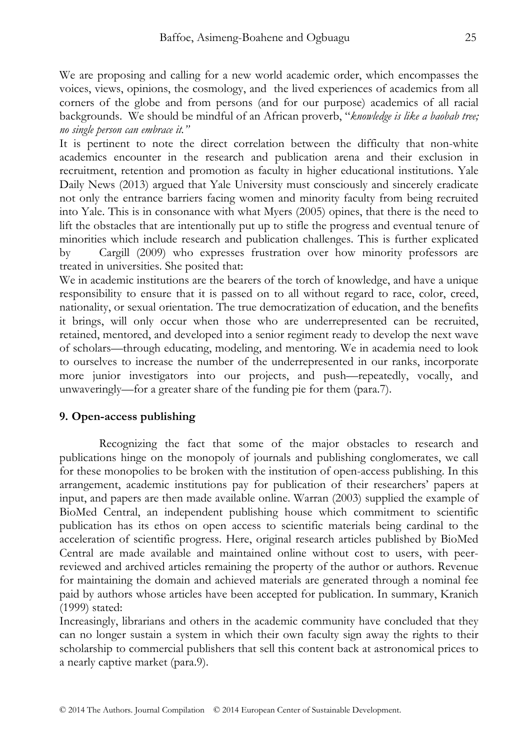We are proposing and calling for a new world academic order, which encompasses the voices, views, opinions, the cosmology, and the lived experiences of academics from all corners of the globe and from persons (and for our purpose) academics of all racial backgrounds. We should be mindful of an African proverb, "*knowledge is like a baobab tree; no single person can embrace it.*"

It is pertinent to note the direct correlation between the difficulty that non-white academics encounter in the research and publication arena and their exclusion in recruitment, retention and promotion as faculty in higher educational institutions. Yale Daily News (2013) argued that Yale University must consciously and sincerely eradicate not only the entrance barriers facing women and minority faculty from being recruited into Yale. This is in consonance with what Myers (2005) opines, that there is the need to lift the obstacles that are intentionally put up to stifle the progress and eventual tenure of minorities which include research and publication challenges. This is further explicated by Cargill (2009) who expresses frustration over how minority professors are treated in universities. She posited that:

We in academic institutions are the bearers of the torch of knowledge, and have a unique responsibility to ensure that it is passed on to all without regard to race, color, creed, nationality, or sexual orientation. The true democratization of education, and the benefits it brings, will only occur when those who are underrepresented can be recruited, retained, mentored, and developed into a senior regiment ready to develop the next wave of scholars—through educating, modeling, and mentoring. We in academia need to look to ourselves to increase the number of the underrepresented in our ranks, incorporate more junior investigators into our projects, and push—repeatedly, vocally, and unwaveringly—for a greater share of the funding pie for them (para.7).

## 9. Open-access publishing

Recognizing the fact that some of the major obstacles to research and publications hinge on the monopoly of journals and publishing conglomerates, we call for these monopolies to be broken with the institution of open-access publishing. In this arrangement, academic institutions pay for publication of their researchers' papers at input, and papers are then made available online. Warran (2003) supplied the example of BioMed Central, an independent publishing house which commitment to scientific publication has its ethos on open access to scientific materials being cardinal to the acceleration of scientific progress. Here, original research articles published by BioMed Central are made available and maintained online without cost to users, with peer-reviewed and archived articles remaining the property of the author or authors. Revenue for maintaining the domain and achieved materials are generated through a nominal fee paid by authors whose articles have been accepted for publication. In summary, Kranich (1999) stated:

Increasingly, librarians and others in the academic community have concluded that they can no longer sustain a system in which their own faculty sign away the rights to their scholarship to commercial publishers that sell this content back at astronomical prices to a nearly captive market (para.9).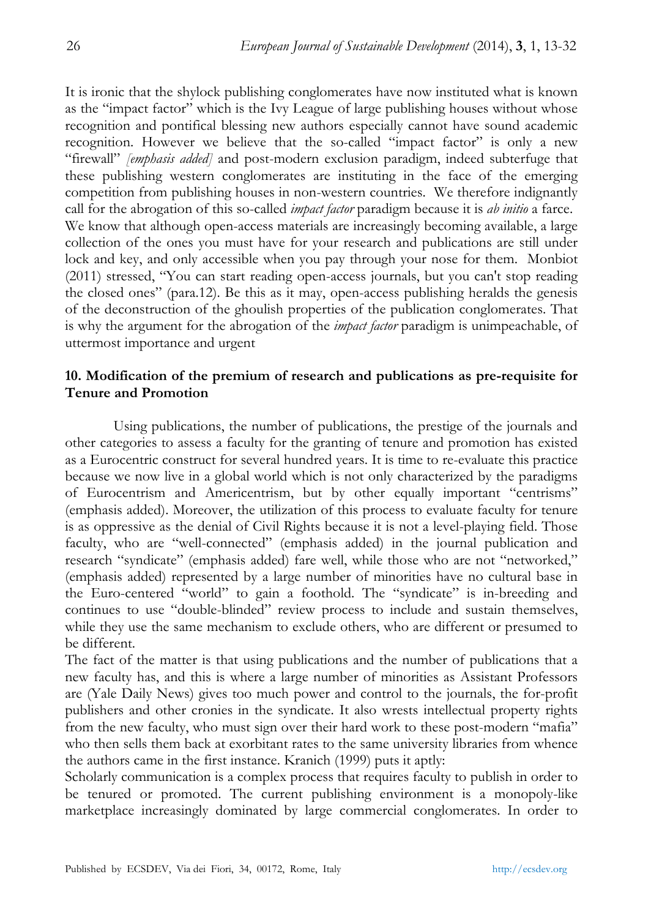It is ironic that the shylock publishing conglomerates have now instituted what is known as the "impact factor" which is the Ivy League of large publishing houses without whose recognition and pontifical blessing new authors especially cannot have sound academic recognition. However we believe that the so-called "impact factor" is only a new "firewall" *[emphasis added]* and post-modern exclusion paradigm, indeed subterfuge that these publishing western conglomerates are instituting in the face of the emerging competition from publishing houses in non-western countries. We therefore indignantly call for the abrogation of this so-called *impact factor* paradigm because it is *ab initio* a farce. We know that although open-access materials are increasingly becoming available, a large collection of the ones you must have for your research and publications are still under lock and key, and only accessible when you pay through your nose for them. Monbiot (2011) stressed, "You can start reading open-access journals, but you can't stop reading the closed ones" (para.12). Be this as it may, open-access publishing heralds the genesis of the deconstruction of the ghoulish properties of the publication conglomerates. That is why the argument for the abrogation of the *impact factor* paradigm is unimpeachable, of uttermost importance and urgent

## 10. Modification of the premium of research and publications as pre-requisite for Tenure and Promotion

Using publications, the number of publications, the prestige of the journals and other categories to assess a faculty for the granting of tenure and promotion has existed as a Eurocentric construct for several hundred years. It is time to re-evaluate this practice because we now live in a global world which is not only characterized by the paradigms of Eurocentrism and Americentrism, but by other equally important "centrisms" (emphasis added). Moreover, the utilization of this process to evaluate faculty for tenure is as oppressive as the denial of Civil Rights because it is not a level-playing field. Those faculty, who are "well-connected" (emphasis added) in the journal publication and research "syndicate" (emphasis added) fare well, while those who are not "networked," (emphasis added) represented by a large number of minorities have no cultural base in the Euro-centered "world" to gain a foothold. The "syndicate" is in-breeding and continues to use "double-blinded" review process to include and sustain themselves, while they use the same mechanism to exclude others, who are different or presumed to be different.

The fact of the matter is that using publications and the number of publications that a new faculty has, and this is where a large number of minorities as Assistant Professors are (Yale Daily News) gives too much power and control to the journals, the for-profit publishers and other cronies in the syndicate. It also wrests intellectual property rights from the new faculty, who must sign over their hard work to these post-modern "mafia" who then sells them back at exorbitant rates to the same university libraries from whence the authors came in the first instance. Kranich (1999) puts it aptly:

Scholarly communication is a complex process that requires faculty to publish in order to be tenured or promoted. The current publishing environment is a monopoly-like marketplace increasingly dominated by large commercial conglomerates. In order to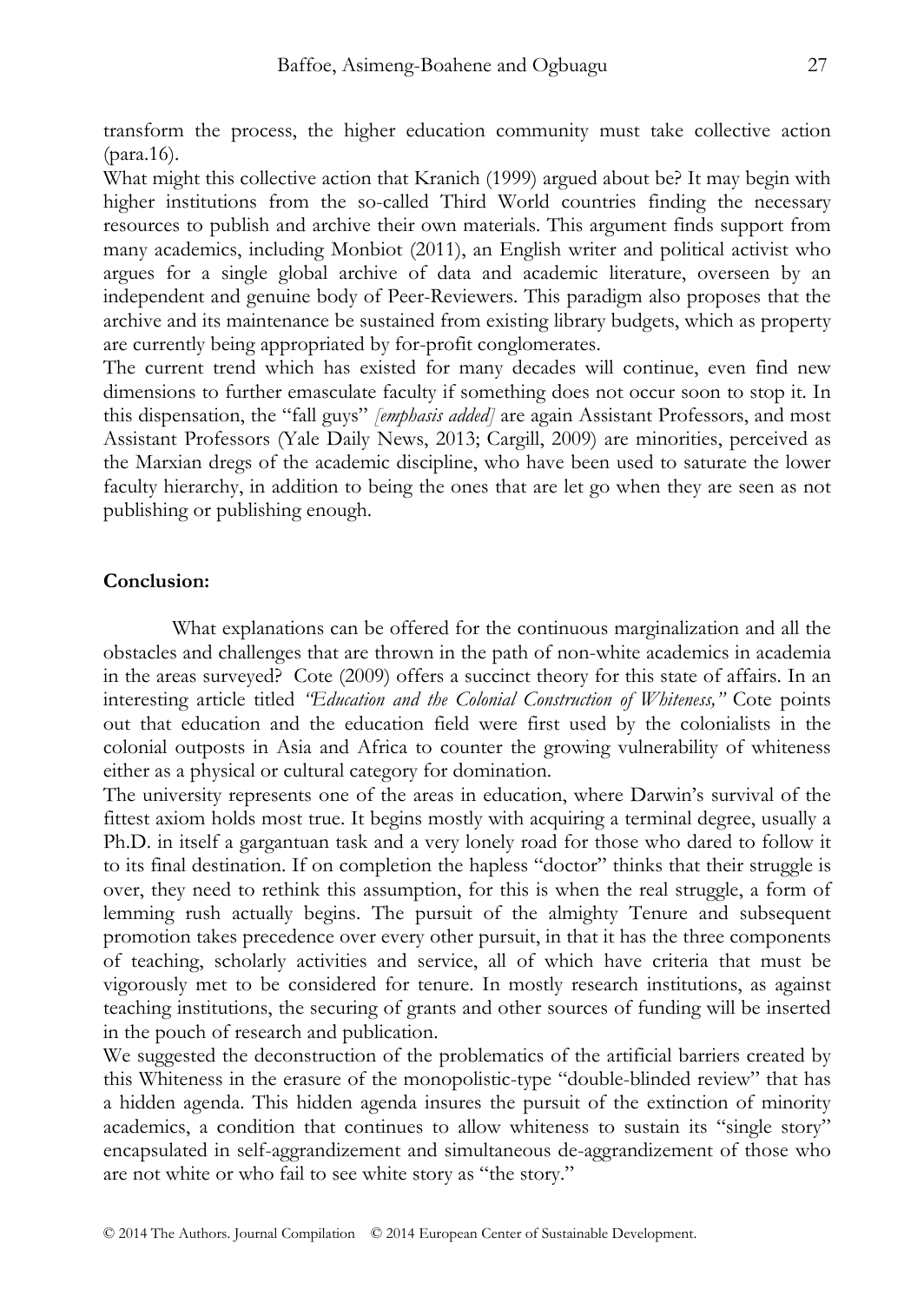transform the process, the higher education community must take collective action (para.16).

What might this collective action that Kranich (1999) argued about be? It may begin with higher institutions from the so-called Third World countries finding the necessary resources to publish and archive their own materials. This argument finds support from many academics, including Monbiot (2011), an English writer and political activist who argues for a single global archive of data and academic literature, overseen by an independent and genuine body of Peer-Reviewers. This paradigm also proposes that the archive and its maintenance be sustained from existing library budgets, which as property are currently being appropriated by for-profit conglomerates.

The current trend which has existed for many decades will continue, even find new dimensions to further emasculate faculty if something does not occur soon to stop it. In this dispensation, the "fall guys" *[emphasis added]* are again Assistant Professors, and most Assistant Professors (Yale Daily News, 2013; Cargill, 2009) are minorities, perceived as the Marxian dregs of the academic discipline, who have been used to saturate the lower faculty hierarchy, in addition to being the ones that are let go when they are seen as not publishing or publishing enough.

## Conclusion:

What explanations can be offered for the continuous marginalization and all the obstacles and challenges that are thrown in the path of non-white academics in academia in the areas surveyed? Cote (2009) offers a succinct theory for this state of affairs. In an interesting article titled *"Education and the Colonial Construction of Whiteness,"* Cote points out that education and the education field were first used by the colonialists in the colonial outposts in Asia and Africa to counter the growing vulnerability of whiteness either as a physical or cultural category for domination.

The university represents one of the areas in education, where Darwin's survival of the fittest axiom holds most true. It begins mostly with acquiring a terminal degree, usually a Ph.D. in itself a gargantuan task and a very lonely road for those who dared to follow it to its final destination. If on completion the hapless "doctor" thinks that their struggle is over, they need to rethink this assumption, for this is when the real struggle, a form of lemming rush actually begins. The pursuit of the almighty Tenure and subsequent promotion takes precedence over every other pursuit, in that it has the three components of teaching, scholarly activities and service, all of which have criteria that must be vigorously met to be considered for tenure. In mostly research institutions, as against teaching institutions, the securing of grants and other sources of funding will be inserted in the pouch of research and publication.

We suggested the deconstruction of the problematics of the artificial barriers created by this Whiteness in the erasure of the monopolistic-type "double-blinded review" that has a hidden agenda. This hidden agenda insures the pursuit of the extinction of minority academics, a condition that continues to allow whiteness to sustain its "single story" encapsulated in self-aggrandizement and simultaneous de-aggrandizement of those who are not white or who fail to see white story as "the story."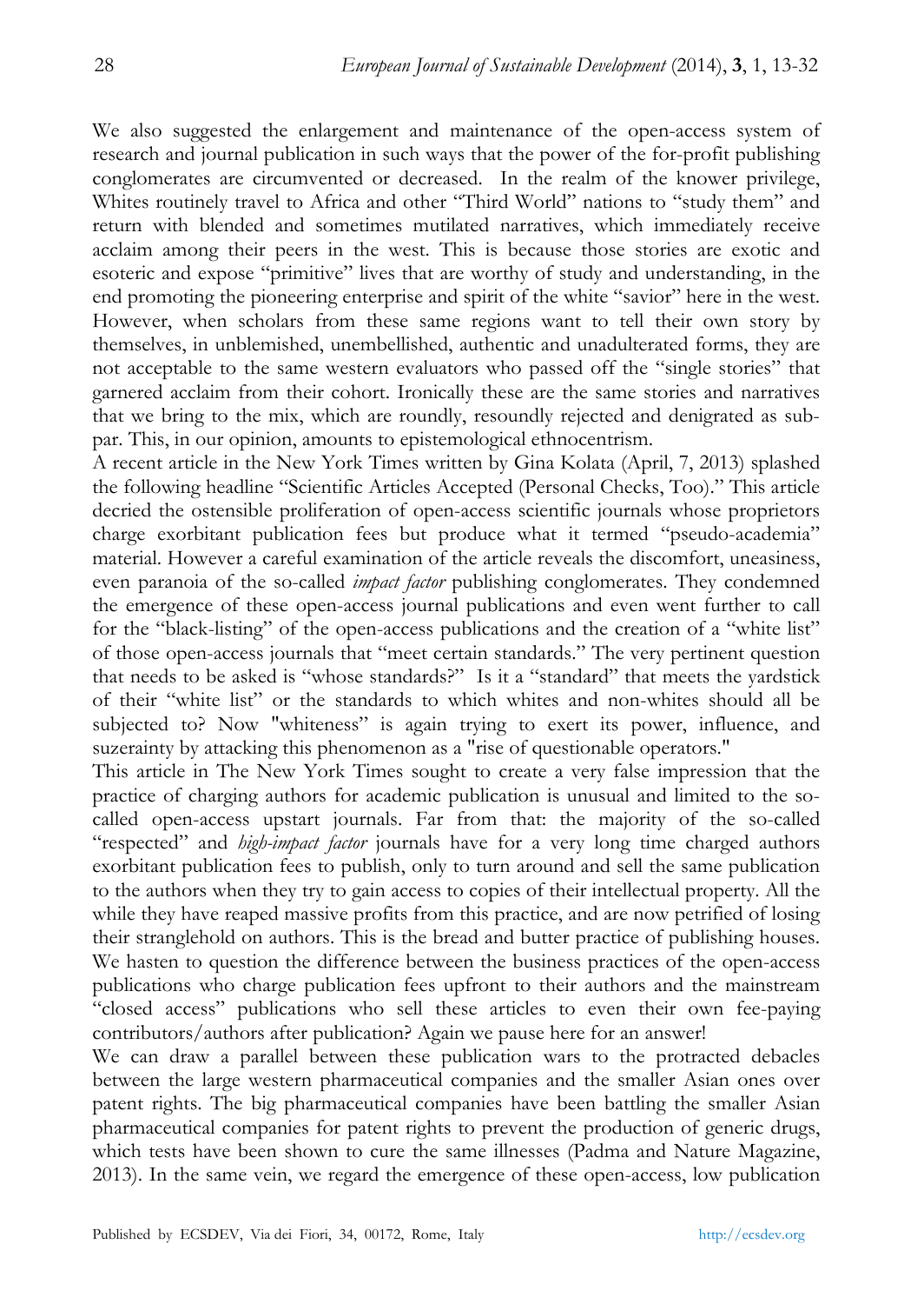We also suggested the enlargement and maintenance of the open-access system of research and journal publication in such ways that the power of the for-profit publishing conglomerates are circumvented or decreased. In the realm of the knower privilege, Whites routinely travel to Africa and other "Third World" nations to "study them" and return with blended and sometimes mutilated narratives, which immediately receive acclaim among their peers in the west. This is because those stories are exotic and esoteric and expose "primitive" lives that are worthy of study and understanding, in the end promoting the pioneering enterprise and spirit of the white "savior" here in the west. However, when scholars from these same regions want to tell their own story by themselves, in unblemished, unembellished, authentic and unadulterated forms, they are not acceptable to the same western evaluators who passed off the "single stories" that garnered acclaim from their cohort. Ironically these are the same stories and narratives that we bring to the mix, which are roundly, resoundly rejected and denigrated as sub-par. This, in our opinion, amounts to epistemological ethnocentrism.

A recent article in the New York Times written by Gina Kolata (April, 7, 2013) splashed the following headline "Scientific Articles Accepted (Personal Checks, Too)." This article decried the ostensible proliferation of open-access scientific journals whose proprietors charge exorbitant publication fees but produce what it termed "pseudo-academia" material. However a careful examination of the article reveals the discomfort, uneasiness, even paranoia of the so-called *impact factor* publishing conglomerates. They condemned the emergence of these open-access journal publications and even went further to call for the "black-listing" of the open-access publications and the creation of a "white list" of those open-access journals that "meet certain standards." The very pertinent question that needs to be asked is "whose standards?" Is it a "standard" that meets the yardstick of their "white list" or the standards to which whites and non-whites should all be subjected to? Now "whiteness" is again trying to exert its power, influence, and suzerainty by attacking this phenomenon as a "rise of questionable operators."

This article in The New York Times sought to create a very false impression that the practice of charging authors for academic publication is unusual and limited to the so-called open-access upstart journals. Far from that: the majority of the so-called "respected" and *high-impact factor* journals have for a very long time charged authors exorbitant publication fees to publish, only to turn around and sell the same publication to the authors when they try to gain access to copies of their intellectual property. All the while they have reaped massive profits from this practice, and are now petrified of losing their stranglehold on authors. This is the bread and butter practice of publishing houses. We hasten to question the difference between the business practices of the open-access publications who charge publication fees upfront to their authors and the mainstream "closed access" publications who sell these articles to even their own fee-paying contributors/authors after publication? Again we pause here for an answer!

We can draw a parallel between these publication wars to the protracted debacles between the large western pharmaceutical companies and the smaller Asian ones over patent rights. The big pharmaceutical companies have been battling the smaller Asian pharmaceutical companies for patent rights to prevent the production of generic drugs, which tests have been shown to cure the same illnesses (Padma and Nature Magazine, 2013). In the same vein, we regard the emergence of these open-access, low publication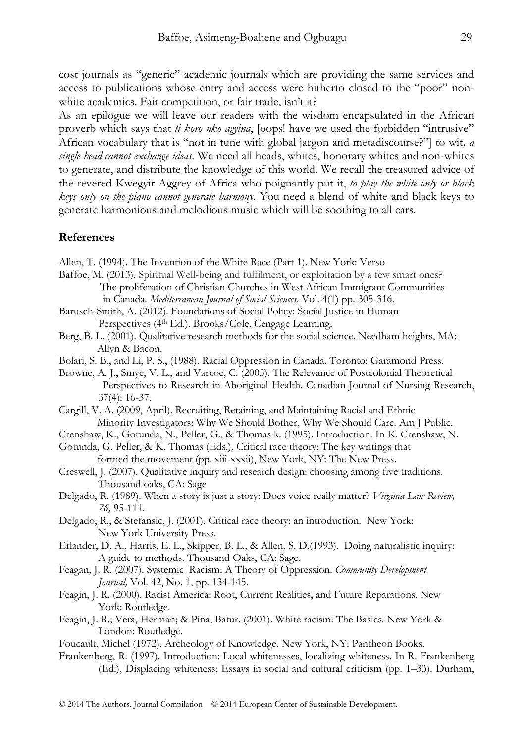cost journals as "generic" academic journals which are providing the same services and access to publications whose entry and access were hitherto closed to the "poor" non-white academics. Fair competition, or fair trade, isn't it?

As an epilogue we will leave our readers with the wisdom encapsulated in the African proverb which says that *ti koro nko agyina*, [oops! have we used the forbidden "intrusive" African vocabulary that is "not in tune with global jargon and metadiscourse?"] to wit*, a single head cannot exchange ideas*. We need all heads, whites, honorary whites and non-whites to generate, and distribute the knowledge of this world. We recall the treasured advice of the revered Kwegyir Aggrey of Africa who poignantly put it, *to play the white only or black keys only on the piano cannot generate harmony*. You need a blend of white and black keys to generate harmonious and melodious music which will be soothing to all ears.

## References

Allen, T. (1994). The Invention of the White Race (Part 1). New York: Verso

Baffoe, M. (2013). Spiritual Well-being and fulfilment, or exploitation by a few smart ones? The proliferation of Christian Churches in West African Immigrant Communities in Canada. *Mediterranean Journal of Social Sciences.* Vol. 4(1) pp. 305-316.

Barusch-Smith, A. (2012). Foundations of Social Policy: Social Justice in Human Perspectives (4th Ed.). Brooks/Cole, Cengage Learning.

Berg, B. L. (2001). Qualitative research methods for the social science. Needham heights, MA: Allyn & Bacon.

Bolari, S. B., and Li, P. S., (1988). Racial Oppression in Canada. Toronto: Garamond Press.

Browne, A. J., Smye, V. L., and Varcoe, C. (2005). The Relevance of Postcolonial Theoretical Perspectives to Research in Aboriginal Health. Canadian Journal of Nursing Research, 37(4): 16-37.

Cargill, V. A. (2009, April). Recruiting, Retaining, and Maintaining Racial and Ethnic Minority Investigators: Why We Should Bother, Why We Should Care. Am J Public.

Crenshaw, K., Gotunda, N., Peller, G., & Thomas k. (1995). Introduction. In K. Crenshaw, N. Gotunda, G. Peller, & K. Thomas (Eds.), Critical race theory: The key writings that formed the movement (pp. xiii-xxxii), New York, NY: The New Press.

Creswell, J. (2007). Qualitative inquiry and research design: choosing among five traditions. Thousand oaks, CA: Sage

Delgado, R. (1989). When a story is just a story: Does voice really matter? *Virginia Law Review, 76,* 95-111.

Delgado, R., & Stefansic, J. (2001). Critical race theory: an introduction. New York: New York University Press.

Erlander, D. A., Harris, E. L., Skipper, B. L., & Allen, S. D.(1993). Doing naturalistic inquiry: A guide to methods. Thousand Oaks, CA: Sage.

Feagan, J. R. (2007). Systemic Racism: A Theory of Oppression. *Community Development Journal,* Vol. 42, No. 1, pp. 134-145.

Feagin, J. R. (2000). Racist America: Root, Current Realities, and Future Reparations. New York: Routledge.

Feagin, J. R.; Vera, Herman; & Pina, Batur. (2001). White racism: The Basics. New York & London: Routledge.

Foucault, Michel (1972). Archeology of Knowledge. New York, NY: Pantheon Books.

Frankenberg, R. (1997). Introduction: Local whitenesses, localizing whiteness. In R. Frankenberg (Ed.), Displacing whiteness: Essays in social and cultural criticism (pp. 1–33). Durham,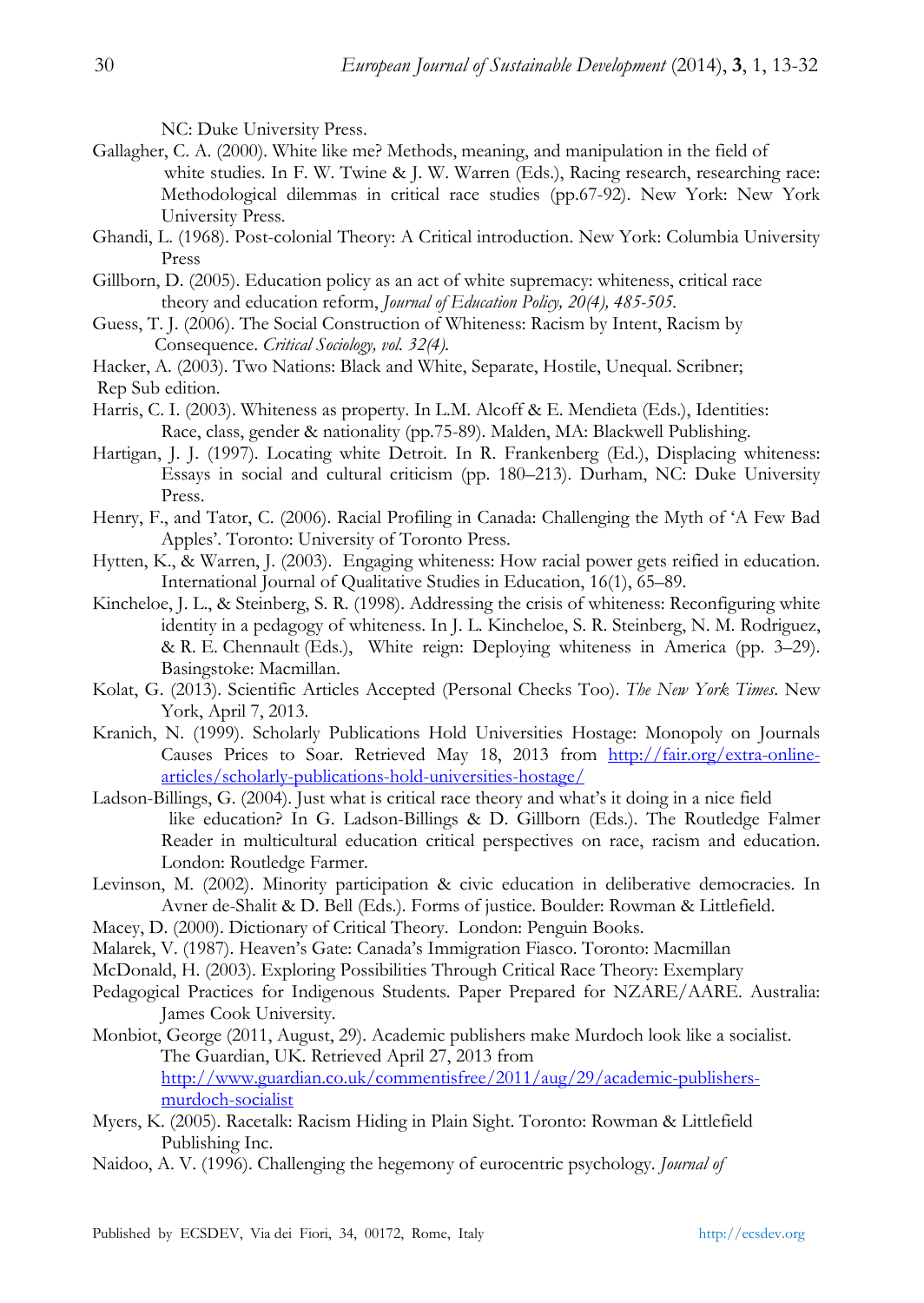NC: Duke University Press.

Gallagher, C. A. (2000). White like me? Methods, meaning, and manipulation in the field of white studies. In F. W. Twine & J. W. Warren (Eds.), Racing research, researching race: Methodological dilemmas in critical race studies (pp.67-92). New York: New York University Press.

Ghandi, L. (1968). Post-colonial Theory: A Critical introduction. New York: Columbia University Press

Gillborn, D. (2005). Education policy as an act of white supremacy: whiteness, critical race theory and education reform, *Journal of Education Policy, 20(4), 485-505.*

Guess, T. J. (2006). The Social Construction of Whiteness: Racism by Intent, Racism by Consequence. *Critical Sociology, vol. 32(4).*

Hacker, A. (2003). Two Nations: Black and White, Separate, Hostile, Unequal. Scribner; Rep Sub edition.

Harris, C. I. (2003). Whiteness as property. In L.M. Alcoff & E. Mendieta (Eds.), Identities: Race, class, gender & nationality (pp.75-89). Malden, MA: Blackwell Publishing.

Hartigan, J. J. (1997). Locating white Detroit. In R. Frankenberg (Ed.), Displacing whiteness: Essays in social and cultural criticism (pp. 180–213). Durham, NC: Duke University Press.

Henry, F., and Tator, C. (2006). Racial Profiling in Canada: Challenging the Myth of 'A Few Bad Apples'. Toronto: University of Toronto Press.

Hytten, K., & Warren, J. (2003). Engaging whiteness: How racial power gets reified in education. International Journal of Qualitative Studies in Education, 16(1), 65–89.

Kincheloe, J. L., & Steinberg, S. R. (1998). Addressing the crisis of whiteness: Reconfiguring white identity in a pedagogy of whiteness. In J. L. Kincheloe, S. R. Steinberg, N. M. Rodriguez, & R. E. Chennault (Eds.), White reign: Deploying whiteness in America (pp. 3–29). Basingstoke: Macmillan.

Kolat, G. (2013). Scientific Articles Accepted (Personal Checks Too). *The New York Times*. New York, April 7, 2013.

Kranich, N. (1999). Scholarly Publications Hold Universities Hostage: Monopoly on Journals Causes Prices to Soar. Retrieved May 18, 2013 from http://fair.org/extra-online-articles/scholarly-publications-hold-universities-hostage/

Ladson-Billings, G. (2004). Just what is critical race theory and what's it doing in a nice field like education? In G. Ladson-Billings & D. Gillborn (Eds.). The Routledge Falmer Reader in multicultural education critical perspectives on race, racism and education. London: Routledge Farmer.

Levinson, M. (2002). Minority participation & civic education in deliberative democracies. In Avner de-Shalit & D. Bell (Eds.). Forms of justice. Boulder: Rowman & Littlefield.

Macey, D. (2000). Dictionary of Critical Theory. London: Penguin Books.

Malarek, V. (1987). Heaven's Gate: Canada's Immigration Fiasco. Toronto: Macmillan

McDonald, H. (2003). Exploring Possibilities Through Critical Race Theory: Exemplary Pedagogical Practices for Indigenous Students. Paper Prepared for NZARE/AARE. Australia: James Cook University.

Monbiot, George (2011, August, 29). Academic publishers make Murdoch look like a socialist. The Guardian, UK. Retrieved April 27, 2013 from http://www.guardian.co.uk/commentisfree/2011/aug/29/academic-publishers-murdoch-socialist

Myers, K. (2005). Racetalk: Racism Hiding in Plain Sight. Toronto: Rowman & Littlefield Publishing Inc.

Naidoo, A. V. (1996). Challenging the hegemony of eurocentric psychology. *Journal of*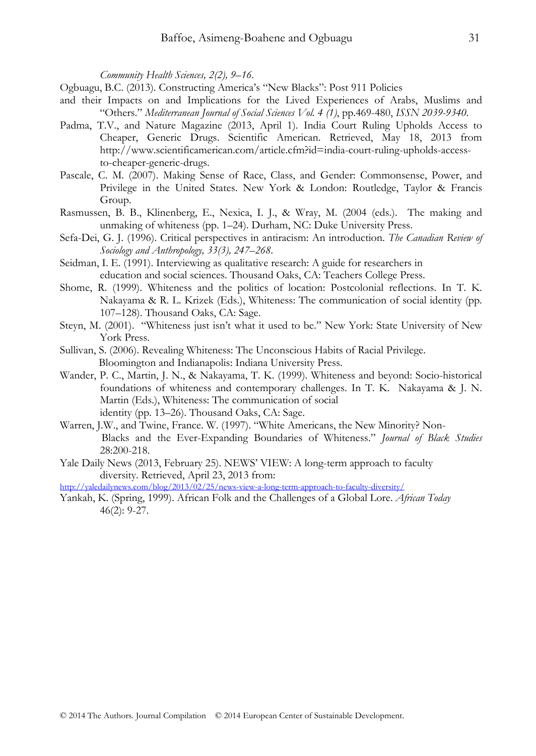*Community Health Sciences, 2(2), 9–16*.

Ogbuagu, B.C. (2013). Constructing America's "New Blacks": Post 911 Policies and their Impacts on and Implications for the Lived Experiences of Arabs, Muslims and "Others." *Mediterranean Journal of Social Sciences Vol. 4 (1)*, pp.469-480, *ISSN 2039-9340*.

Padma, T.V., and Nature Magazine (2013, April 1). India Court Ruling Upholds Access to Cheaper, Generic Drugs. Scientific American. Retrieved, May 18, 2013 from http://www.scientificamerican.com/article.cfm?id=india-court-ruling-upholds-access-to-cheaper-generic-drugs.

Pascale, C. M. (2007). Making Sense of Race, Class, and Gender: Commonsense, Power, and Privilege in the United States. New York & London: Routledge, Taylor & Francis Group.

Rasmussen, B. B., Klinenberg, E., Nexica, I. J., & Wray, M. (2004 (eds.). The making and unmaking of whiteness (pp. 1–24). Durham, NC: Duke University Press.

Sefa-Dei, G. J. (1996). Critical perspectives in antiracism: An introduction. *The Canadian Review of Sociology and Anthropology, 33(3), 247–268*.

Seidman, I. E. (1991). Interviewing as qualitative research: A guide for researchers in education and social sciences. Thousand Oaks, CA: Teachers College Press.

Shome, R. (1999). Whiteness and the politics of location: Postcolonial reflections. In T. K. Nakayama & R. L. Krizek (Eds.), Whiteness: The communication of social identity (pp. 107–128). Thousand Oaks, CA: Sage.

Steyn, M. (2001). "Whiteness just isn't what it used to be." New York: State University of New York Press.

Sullivan, S. (2006). Revealing Whiteness: The Unconscious Habits of Racial Privilege. Bloomington and Indianapolis: Indiana University Press.

Wander, P. C., Martin, J. N., & Nakayama, T. K. (1999). Whiteness and beyond: Socio-historical foundations of whiteness and contemporary challenges. In T. K. Nakayama & J. N. Martin (Eds.), Whiteness: The communication of social identity (pp. 13–26). Thousand Oaks, CA: Sage.

Warren, J.W., and Twine, France. W. (1997). "White Americans, the New Minority? Non-Blacks and the Ever-Expanding Boundaries of Whiteness." *Journal of Black Studies* 28:200-218.

Yale Daily News (2013, February 25). NEWS' VIEW: A long-term approach to faculty diversity. Retrieved, April 23, 2013 from: http://yaledailynews.com/blog/2013/02/25/news-view-a-long-term-approach-to-faculty-diversity/

Yankah, K. (Spring, 1999). African Folk and the Challenges of a Global Lore. *African Today* 46(2): 9-27.